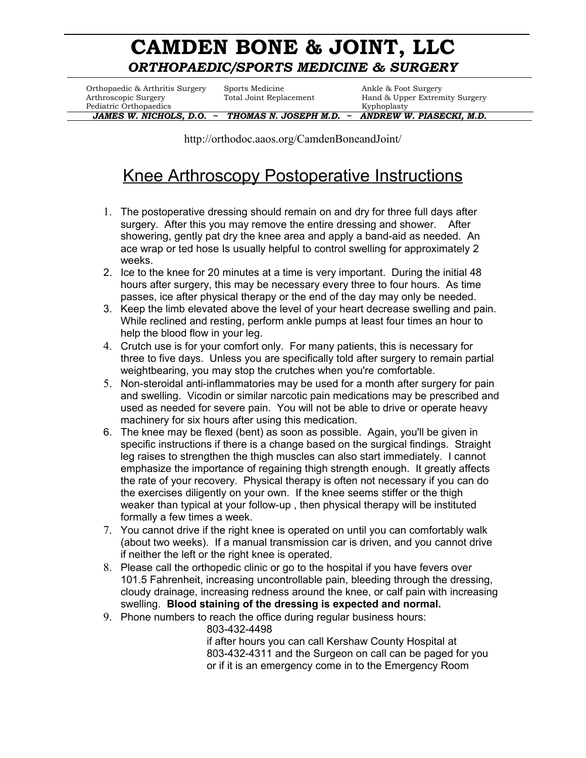# CAMDEN BONE & JOINT, LLC

***ORTHOPAEDIC/SPORTS MEDICINE & SURGERY***

| | | |
|---|---|---|
| Orthopaedic & Arthritis Surgery | Sports Medicine | Ankle & Foot Surgery |
| Arthroscopic Surgery | Total Joint Replacement | Hand & Upper Extremity Surgery |
| Pediatric Orthopaedics | | Kyphoplasty |

***JAMES W. NICHOLS, D.O. ~ THOMAS N. JOSEPH M.D. ~ ANDREW W. PIASECKI, M.D.***

http://orthodoc.aaos.org/CamdenBoneandJoint/

## Knee Arthroscopy Postoperative Instructions

1. The postoperative dressing should remain on and dry for three full days after surgery. After this you may remove the entire dressing and shower. After showering, gently pat dry the knee area and apply a band-aid as needed. An ace wrap or ted hose Is usually helpful to control swelling for approximately 2 weeks.
2. Ice to the knee for 20 minutes at a time is very important. During the initial 48 hours after surgery, this may be necessary every three to four hours. As time passes, ice after physical therapy or the end of the day may only be needed.
3. Keep the limb elevated above the level of your heart decrease swelling and pain. While reclined and resting, perform ankle pumps at least four times an hour to help the blood flow in your leg.
4. Crutch use is for your comfort only. For many patients, this is necessary for three to five days. Unless you are specifically told after surgery to remain partial weightbearing, you may stop the crutches when you're comfortable.
5. Non-steroidal anti-inflammatories may be used for a month after surgery for pain and swelling. Vicodin or similar narcotic pain medications may be prescribed and used as needed for severe pain. You will not be able to drive or operate heavy machinery for six hours after using this medication.
6. The knee may be flexed (bent) as soon as possible. Again, you'll be given in specific instructions if there is a change based on the surgical findings. Straight leg raises to strengthen the thigh muscles can also start immediately. I cannot emphasize the importance of regaining thigh strength enough. It greatly affects the rate of your recovery. Physical therapy is often not necessary if you can do the exercises diligently on your own. If the knee seems stiffer or the thigh weaker than typical at your follow-up , then physical therapy will be instituted formally a few times a week.
7. You cannot drive if the right knee is operated on until you can comfortably walk (about two weeks). If a manual transmission car is driven, and you cannot drive if neither the left or the right knee is operated.
8. Please call the orthopedic clinic or go to the hospital if you have fevers over 101.5 Fahrenheit, increasing uncontrollable pain, bleeding through the dressing, cloudy drainage, increasing redness around the knee, or calf pain with increasing swelling. **Blood staining of the dressing is expected and normal.**
9. Phone numbers to reach the office during regular business hours:

   803-432-4498

   if after hours you can call Kershaw County Hospital at 803-432-4311 and the Surgeon on call can be paged for you or if it is an emergency come in to the Emergency Room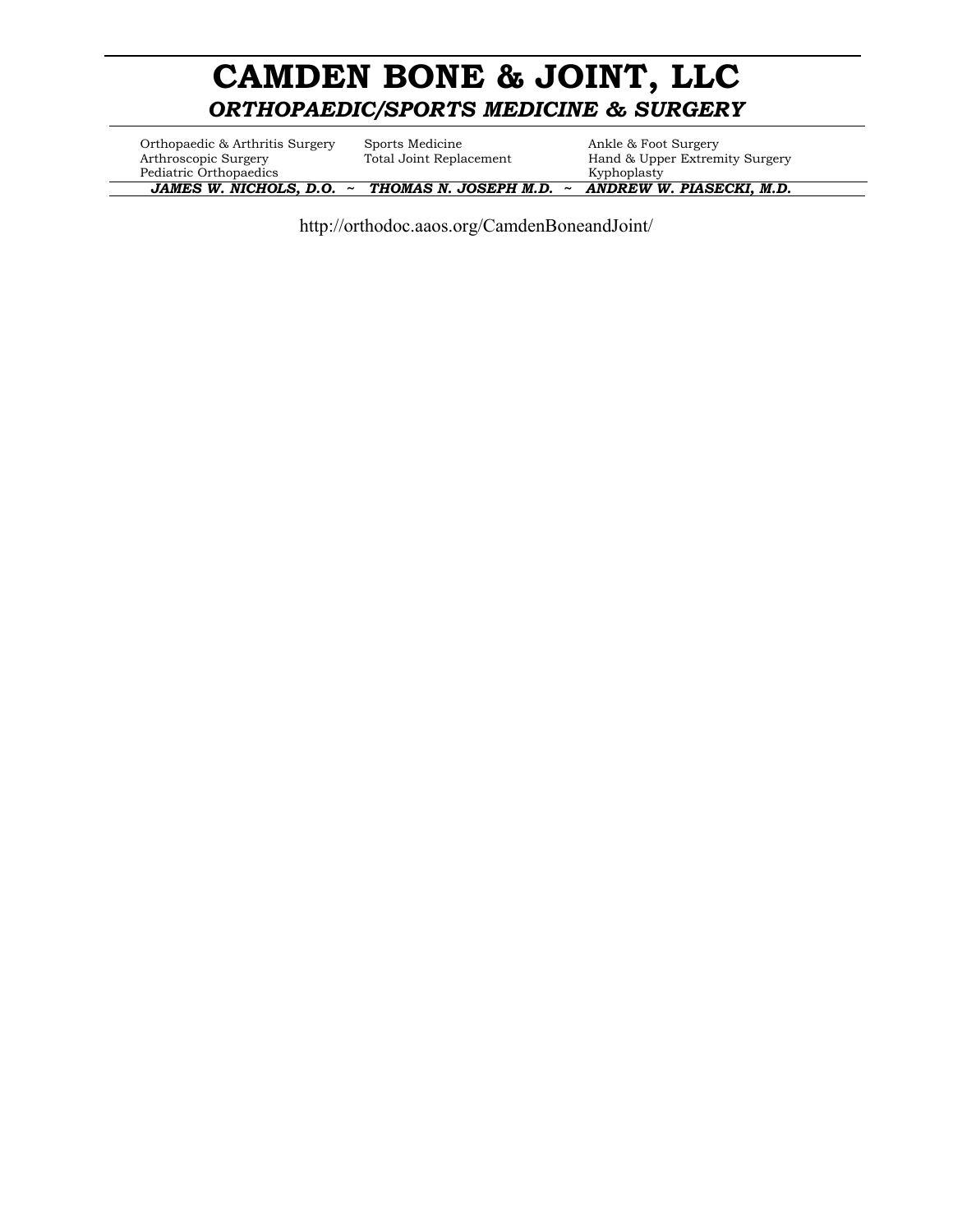# CAMDEN BONE & JOINT, LLC

***ORTHOPAEDIC/SPORTS MEDICINE & SURGERY***

| | | |
|---|---|---|
| Orthopaedic & Arthritis Surgery | Sports Medicine | Ankle & Foot Surgery |
| Arthroscopic Surgery | Total Joint Replacement | Hand & Upper Extremity Surgery |
| Pediatric Orthopaedics | | Kyphoplasty |

***JAMES W. NICHOLS, D.O. ~ THOMAS N. JOSEPH M.D. ~ ANDREW W. PIASECKI, M.D.***

http://orthodoc.aaos.org/CamdenBoneandJoint/